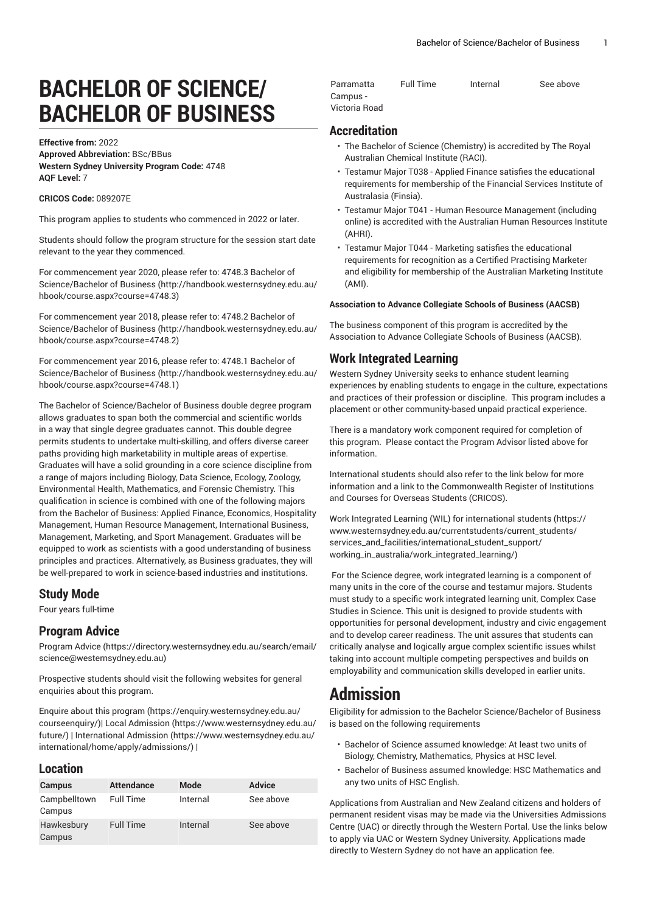# BACHELOR OF SCIENCE/ BACHELOR OF BUSINESS

**Effective from:** 2022
**Approved Abbreviation:** BSc/BBus
**Western Sydney University Program Code:** 4748
**AQF Level:** 7

**CRICOS Code:** 089207E

This program applies to students who commenced in 2022 or later.

Students should follow the program structure for the session start date relevant to the year they commenced.

For commencement year 2020, please refer to: 4748.3 Bachelor of Science/Bachelor of Business (http://handbook.westernsydney.edu.au/hbook/course.aspx?course=4748.3)

For commencement year 2018, please refer to: 4748.2 Bachelor of Science/Bachelor of Business (http://handbook.westernsydney.edu.au/hbook/course.aspx?course=4748.2)

For commencement year 2016, please refer to: 4748.1 Bachelor of Science/Bachelor of Business (http://handbook.westernsydney.edu.au/hbook/course.aspx?course=4748.1)

The Bachelor of Science/Bachelor of Business double degree program allows graduates to span both the commercial and scientific worlds in a way that single degree graduates cannot. This double degree permits students to undertake multi-skilling, and offers diverse career paths providing high marketability in multiple areas of expertise. Graduates will have a solid grounding in a core science discipline from a range of majors including Biology, Data Science, Ecology, Zoology, Environmental Health, Mathematics, and Forensic Chemistry. This qualification in science is combined with one of the following majors from the Bachelor of Business: Applied Finance, Economics, Hospitality Management, Human Resource Management, International Business, Management, Marketing, and Sport Management. Graduates will be equipped to work as scientists with a good understanding of business principles and practices. Alternatively, as Business graduates, they will be well-prepared to work in science-based industries and institutions.

## Study Mode

Four years full-time

## Program Advice

Program Advice (https://directory.westernsydney.edu.au/search/email/science@westernsydney.edu.au)

Prospective students should visit the following websites for general enquiries about this program.

Enquire about this program (https://enquiry.westernsydney.edu.au/courseenquiry/)| Local Admission (https://www.westernsydney.edu.au/future/) | International Admission (https://www.westernsydney.edu.au/international/home/apply/admissions/) |

## Location

| Campus | Attendance | Mode | Advice |
| --- | --- | --- | --- |
| Campbelltown Campus | Full Time | Internal | See above |
| Hawkesbury Campus | Full Time | Internal | See above |
| Parramatta Campus - Victoria Road | Full Time | Internal | See above |

## Accreditation

- The Bachelor of Science (Chemistry) is accredited by The Royal Australian Chemical Institute (RACI).
- Testamur Major T038 - Applied Finance satisfies the educational requirements for membership of the Financial Services Institute of Australasia (Finsia).
- Testamur Major T041 - Human Resource Management (including online) is accredited with the Australian Human Resources Institute (AHRI).
- Testamur Major T044 - Marketing satisfies the educational requirements for recognition as a Certified Practising Marketer and eligibility for membership of the Australian Marketing Institute (AMI).

#### Association to Advance Collegiate Schools of Business (AACSB)

The business component of this program is accredited by the Association to Advance Collegiate Schools of Business (AACSB).

## Work Integrated Learning

Western Sydney University seeks to enhance student learning experiences by enabling students to engage in the culture, expectations and practices of their profession or discipline. This program includes a placement or other community-based unpaid practical experience.

There is a mandatory work component required for completion of this program. Please contact the Program Advisor listed above for information.

International students should also refer to the link below for more information and a link to the Commonwealth Register of Institutions and Courses for Overseas Students (CRICOS).

Work Integrated Learning (WIL) for international students (https://www.westernsydney.edu.au/currentstudents/current_students/services_and_facilities/international_student_support/working_in_australia/work_integrated_learning/)

For the Science degree, work integrated learning is a component of many units in the core of the course and testamur majors. Students must study to a specific work integrated learning unit, Complex Case Studies in Science. This unit is designed to provide students with opportunities for personal development, industry and civic engagement and to develop career readiness. The unit assures that students can critically analyse and logically argue complex scientific issues whilst taking into account multiple competing perspectives and builds on employability and communication skills developed in earlier units.

# Admission

Eligibility for admission to the Bachelor Science/Bachelor of Business is based on the following requirements

- Bachelor of Science assumed knowledge: At least two units of Biology, Chemistry, Mathematics, Physics at HSC level.
- Bachelor of Business assumed knowledge: HSC Mathematics and any two units of HSC English.

Applications from Australian and New Zealand citizens and holders of permanent resident visas may be made via the Universities Admissions Centre (UAC) or directly through the Western Portal. Use the links below to apply via UAC or Western Sydney University. Applications made directly to Western Sydney do not have an application fee.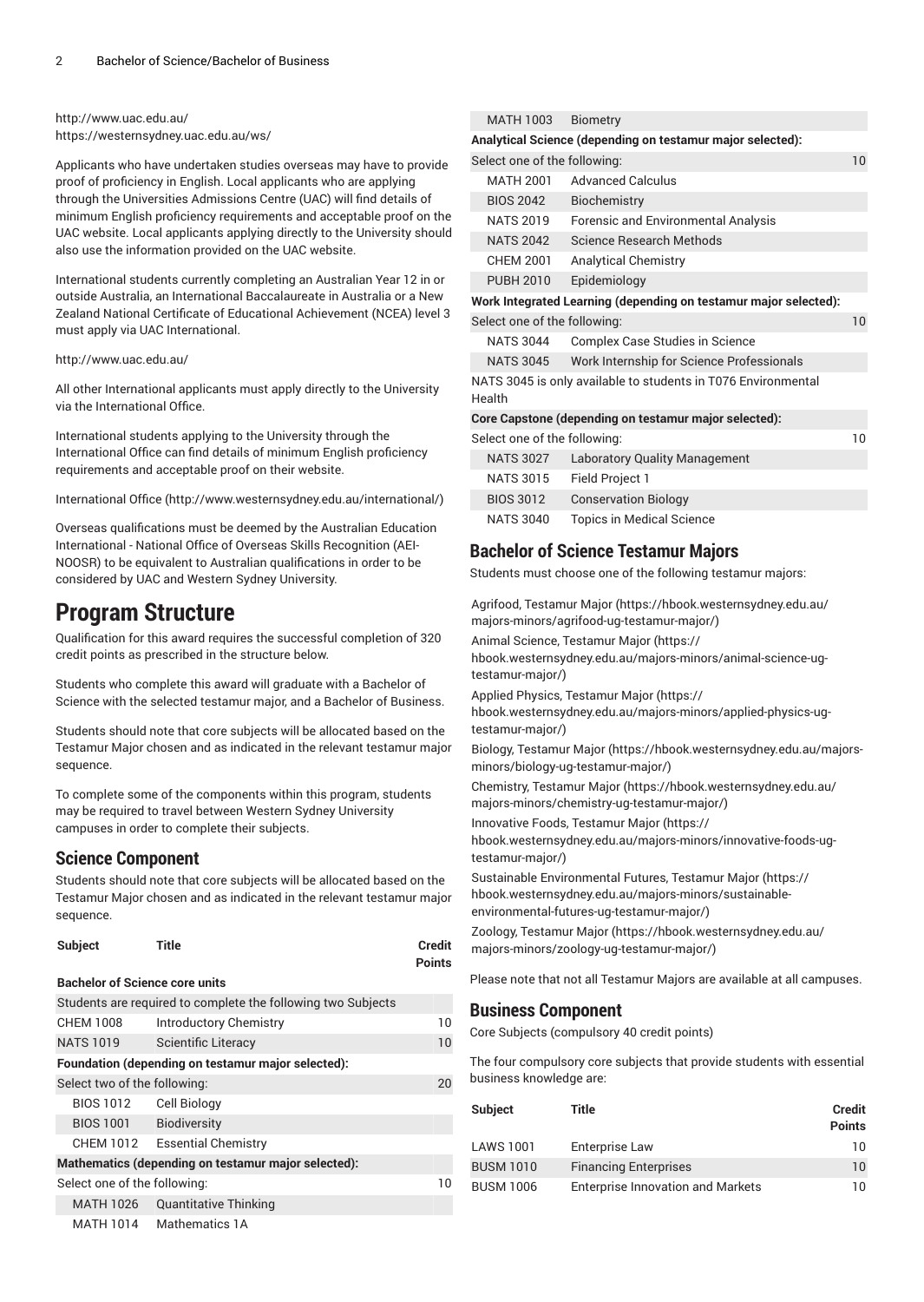http://www.uac.edu.au/
https://westernsydney.uac.edu.au/ws/

Applicants who have undertaken studies overseas may have to provide proof of proficiency in English. Local applicants who are applying through the Universities Admissions Centre (UAC) will find details of minimum English proficiency requirements and acceptable proof on the UAC website. Local applicants applying directly to the University should also use the information provided on the UAC website.

International students currently completing an Australian Year 12 in or outside Australia, an International Baccalaureate in Australia or a New Zealand National Certificate of Educational Achievement (NCEA) level 3 must apply via UAC International.

http://www.uac.edu.au/

All other International applicants must apply directly to the University via the International Office.

International students applying to the University through the International Office can find details of minimum English proficiency requirements and acceptable proof on their website.

International Office (http://www.westernsydney.edu.au/international/)

Overseas qualifications must be deemed by the Australian Education International - National Office of Overseas Skills Recognition (AEI-NOOSR) to be equivalent to Australian qualifications in order to be considered by UAC and Western Sydney University.

# Program Structure

Qualification for this award requires the successful completion of 320 credit points as prescribed in the structure below.

Students who complete this award will graduate with a Bachelor of Science with the selected testamur major, and a Bachelor of Business.

Students should note that core subjects will be allocated based on the Testamur Major chosen and as indicated in the relevant testamur major sequence.

To complete some of the components within this program, students may be required to travel between Western Sydney University campuses in order to complete their subjects.

## Science Component

Students should note that core subjects will be allocated based on the Testamur Major chosen and as indicated in the relevant testamur major sequence.

| Subject | Title | Credit Points |
|---|---|---|
| **Bachelor of Science core units** | | |
| Students are required to complete the following two Subjects | | |
| CHEM 1008 | Introductory Chemistry | 10 |
| NATS 1019 | Scientific Literacy | 10 |
| **Foundation (depending on testamur major selected):** | | |
| Select two of the following: | | 20 |
| BIOS 1012 | Cell Biology | |
| BIOS 1001 | Biodiversity | |
| CHEM 1012 | Essential Chemistry | |
| **Mathematics (depending on testamur major selected):** | | |
| Select one of the following: | | 10 |
| MATH 1026 | Quantitative Thinking | |
| MATH 1014 | Mathematics 1A | |
| MATH 1003 | Biometry | |
| **Analytical Science (depending on testamur major selected):** | | |
| Select one of the following: | | 10 |
| MATH 2001 | Advanced Calculus | |
| BIOS 2042 | Biochemistry | |
| NATS 2019 | Forensic and Environmental Analysis | |
| NATS 2042 | Science Research Methods | |
| CHEM 2001 | Analytical Chemistry | |
| PUBH 2010 | Epidemiology | |
| **Work Integrated Learning (depending on testamur major selected):** | | |
| Select one of the following: | | 10 |
| NATS 3044 | Complex Case Studies in Science | |
| NATS 3045 | Work Internship for Science Professionals | |
| NATS 3045 is only available to students in T076 Environmental Health | | |
| **Core Capstone (depending on testamur major selected):** | | |
| Select one of the following: | | 10 |
| NATS 3027 | Laboratory Quality Management | |
| NATS 3015 | Field Project 1 | |
| BIOS 3012 | Conservation Biology | |
| NATS 3040 | Topics in Medical Science | |

## Bachelor of Science Testamur Majors

Students must choose one of the following testamur majors:

Agrifood, Testamur Major (https://hbook.westernsydney.edu.au/majors-minors/agrifood-ug-testamur-major/)

Animal Science, Testamur Major (https://hbook.westernsydney.edu.au/majors-minors/animal-science-ug-testamur-major/)

Applied Physics, Testamur Major (https://hbook.westernsydney.edu.au/majors-minors/applied-physics-ug-testamur-major/)

Biology, Testamur Major (https://hbook.westernsydney.edu.au/majors-minors/biology-ug-testamur-major/)

Chemistry, Testamur Major (https://hbook.westernsydney.edu.au/majors-minors/chemistry-ug-testamur-major/)

Innovative Foods, Testamur Major (https://hbook.westernsydney.edu.au/majors-minors/innovative-foods-ug-testamur-major/)

Sustainable Environmental Futures, Testamur Major (https://hbook.westernsydney.edu.au/majors-minors/sustainable-environmental-futures-ug-testamur-major/)

Zoology, Testamur Major (https://hbook.westernsydney.edu.au/majors-minors/zoology-ug-testamur-major/)

Please note that not all Testamur Majors are available at all campuses.

## Business Component

Core Subjects (compulsory 40 credit points)

The four compulsory core subjects that provide students with essential business knowledge are:

| Subject | Title | Credit Points |
|---|---|---|
| LAWS 1001 | Enterprise Law | 10 |
| BUSM 1010 | Financing Enterprises | 10 |
| BUSM 1006 | Enterprise Innovation and Markets | 10 |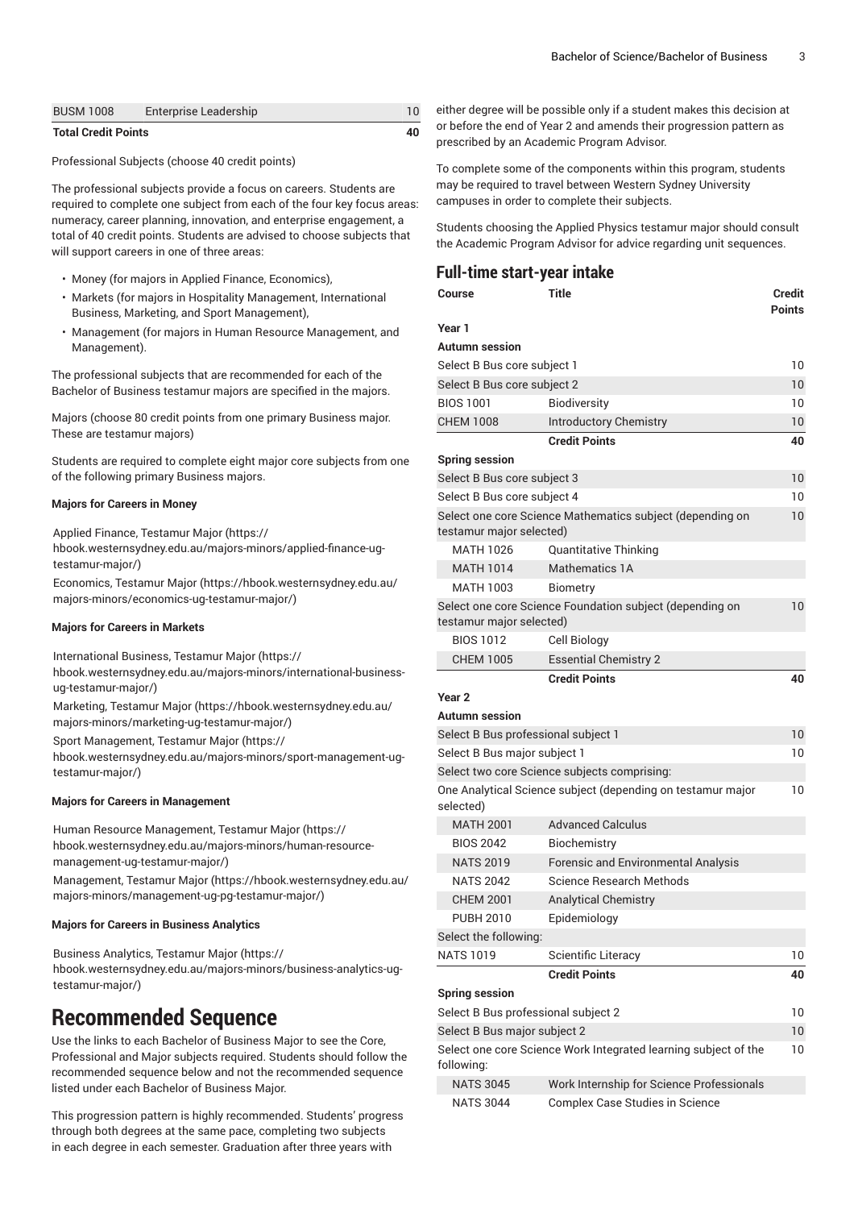| BUSM 1008 | Enterprise Leadership | 10 |
|---|---|---|
| **Total Credit Points** | | **40** |

Professional Subjects (choose 40 credit points)

The professional subjects provide a focus on careers. Students are required to complete one subject from each of the four key focus areas: numeracy, career planning, innovation, and enterprise engagement, a total of 40 credit points. Students are advised to choose subjects that will support careers in one of three areas:

- Money (for majors in Applied Finance, Economics),
- Markets (for majors in Hospitality Management, International Business, Marketing, and Sport Management),
- Management (for majors in Human Resource Management, and Management).

The professional subjects that are recommended for each of the Bachelor of Business testamur majors are specified in the majors.

Majors (choose 80 credit points from one primary Business major. These are testamur majors)

Students are required to complete eight major core subjects from one of the following primary Business majors.

#### Majors for Careers in Money

Applied Finance, Testamur Major (https://hbook.westernsydney.edu.au/majors-minors/applied-finance-ug-testamur-major/)
Economics, Testamur Major (https://hbook.westernsydney.edu.au/majors-minors/economics-ug-testamur-major/)

#### Majors for Careers in Markets

International Business, Testamur Major (https://hbook.westernsydney.edu.au/majors-minors/international-business-ug-testamur-major/)
Marketing, Testamur Major (https://hbook.westernsydney.edu.au/majors-minors/marketing-ug-testamur-major/)
Sport Management, Testamur Major (https://hbook.westernsydney.edu.au/majors-minors/sport-management-ug-testamur-major/)

#### Majors for Careers in Management

Human Resource Management, Testamur Major (https://hbook.westernsydney.edu.au/majors-minors/human-resource-management-ug-testamur-major/)
Management, Testamur Major (https://hbook.westernsydney.edu.au/majors-minors/management-ug-pg-testamur-major/)

#### Majors for Careers in Business Analytics

Business Analytics, Testamur Major (https://hbook.westernsydney.edu.au/majors-minors/business-analytics-ug-testamur-major/)

# Recommended Sequence

Use the links to each Bachelor of Business Major to see the Core, Professional and Major subjects required. Students should follow the recommended sequence below and not the recommended sequence listed under each Bachelor of Business Major.

This progression pattern is highly recommended. Students' progress through both degrees at the same pace, completing two subjects in each degree in each semester. Graduation after three years with either degree will be possible only if a student makes this decision at or before the end of Year 2 and amends their progression pattern as prescribed by an Academic Program Advisor.

To complete some of the components within this program, students may be required to travel between Western Sydney University campuses in order to complete their subjects.

Students choosing the Applied Physics testamur major should consult the Academic Program Advisor for advice regarding unit sequences.

## Full-time start-year intake

| Course | Title | Credit Points |
|---|---|---|
| **Year 1** | | |
| **Autumn session** | | |
| Select B Bus core subject 1 | | 10 |
| Select B Bus core subject 2 | | 10 |
| BIOS 1001 | Biodiversity | 10 |
| CHEM 1008 | Introductory Chemistry | 10 |
| | **Credit Points** | **40** |
| **Spring session** | | |
| Select B Bus core subject 3 | | 10 |
| Select B Bus core subject 4 | | 10 |
| Select one core Science Mathematics subject (depending on testamur major selected) | | 10 |
| MATH 1026 | Quantitative Thinking | |
| MATH 1014 | Mathematics 1A | |
| MATH 1003 | Biometry | |
| Select one core Science Foundation subject (depending on testamur major selected) | | 10 |
| BIOS 1012 | Cell Biology | |
| CHEM 1005 | Essential Chemistry 2 | |
| | **Credit Points** | **40** |
| **Year 2** | | |
| **Autumn session** | | |
| Select B Bus professional subject 1 | | 10 |
| Select B Bus major subject 1 | | 10 |
| Select two core Science subjects comprising: | | |
| One Analytical Science subject (depending on testamur major selected) | | 10 |
| MATH 2001 | Advanced Calculus | |
| BIOS 2042 | Biochemistry | |
| NATS 2019 | Forensic and Environmental Analysis | |
| NATS 2042 | Science Research Methods | |
| CHEM 2001 | Analytical Chemistry | |
| PUBH 2010 | Epidemiology | |
| Select the following: | | |
| NATS 1019 | Scientific Literacy | 10 |
| | **Credit Points** | **40** |
| **Spring session** | | |
| Select B Bus professional subject 2 | | 10 |
| Select B Bus major subject 2 | | 10 |
| Select one core Science Work Integrated learning subject of the following: | | 10 |
| NATS 3045 | Work Internship for Science Professionals | |
| NATS 3044 | Complex Case Studies in Science | |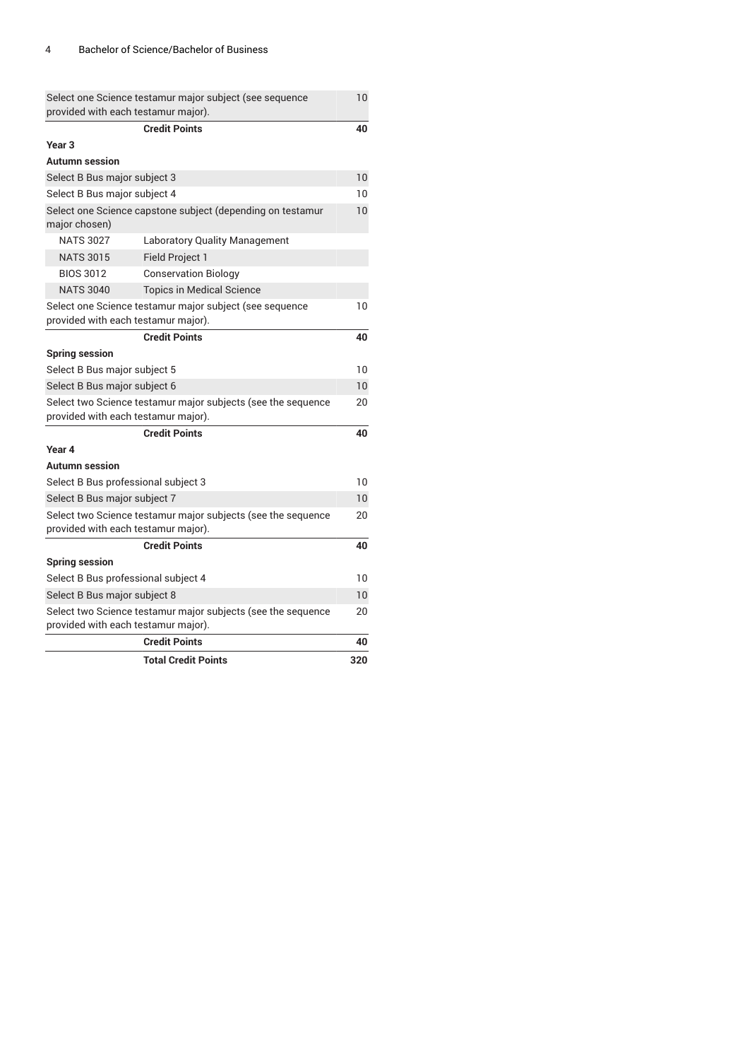| | | |
|---|---|---|
| Select one Science testamur major subject (see sequence provided with each testamur major). | | 10 |
| | **Credit Points** | **40** |
| **Year 3** | | |
| **Autumn session** | | |
| Select B Bus major subject 3 | | 10 |
| Select B Bus major subject 4 | | 10 |
| Select one Science capstone subject (depending on testamur major chosen) | | 10 |
| NATS 3027 | Laboratory Quality Management | |
| NATS 3015 | Field Project 1 | |
| BIOS 3012 | Conservation Biology | |
| NATS 3040 | Topics in Medical Science | |
| Select one Science testamur major subject (see sequence provided with each testamur major). | | 10 |
| | **Credit Points** | **40** |
| **Spring session** | | |
| Select B Bus major subject 5 | | 10 |
| Select B Bus major subject 6 | | 10 |
| Select two Science testamur major subjects (see the sequence provided with each testamur major). | | 20 |
| | **Credit Points** | **40** |
| **Year 4** | | |
| **Autumn session** | | |
| Select B Bus professional subject 3 | | 10 |
| Select B Bus major subject 7 | | 10 |
| Select two Science testamur major subjects (see the sequence provided with each testamur major). | | 20 |
| | **Credit Points** | **40** |
| **Spring session** | | |
| Select B Bus professional subject 4 | | 10 |
| Select B Bus major subject 8 | | 10 |
| Select two Science testamur major subjects (see the sequence provided with each testamur major). | | 20 |
| | **Credit Points** | **40** |
| | **Total Credit Points** | **320** |